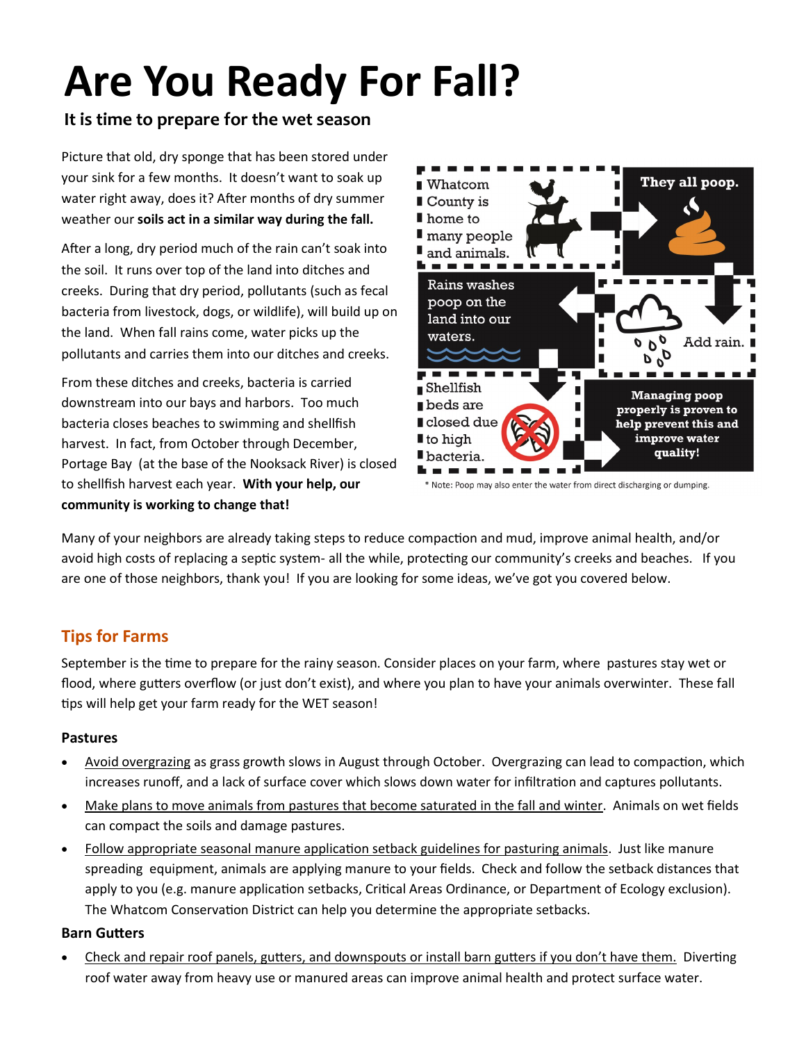# Are You Ready For Fall?

## It is time to prepare for the wet season

Picture that old, dry sponge that has been stored under your sink for a few months. It doesn't want to soak up water right away, does it? After months of dry summer weather our **soils act in a similar way during the fall.**

After a long, dry period much of the rain can't soak into the soil. It runs over top of the land into ditches and creeks. During that dry period, pollutants (such as fecal bacteria from livestock, dogs, or wildlife), will build up on the land. When fall rains come, water picks up the pollutants and carries them into our ditches and creeks.

From these ditches and creeks, bacteria is carried downstream into our bays and harbors. Too much bacteria closes beaches to swimming and shellfish harvest. In fact, from October through December, Portage Bay (at the base of the Nooksack River) is closed to shellfish harvest each year. **With your help, our community is working to change that!**

Whatcom County is home to many people and animals.

They all poop.

Add rain.

Rains washes poop on the land into our waters.

Shellfish beds are closed due to high bacteria.

Managing poop properly is proven to help prevent this and improve water quality!

* Note: Poop may also enter the water from direct discharging or dumping.

Many of your neighbors are already taking steps to reduce compaction and mud, improve animal health, and/or avoid high costs of replacing a septic system- all the while, protecting our community's creeks and beaches. If you are one of those neighbors, thank you! If you are looking for some ideas, we've got you covered below.

## Tips for Farms

September is the time to prepare for the rainy season. Consider places on your farm, where pastures stay wet or flood, where gutters overflow (or just don't exist), and where you plan to have your animals overwinter. These fall tips will help get your farm ready for the WET season!

### Pastures

- Avoid overgrazing as grass growth slows in August through October. Overgrazing can lead to compaction, which increases runoff, and a lack of surface cover which slows down water for infiltration and captures pollutants.
- Make plans to move animals from pastures that become saturated in the fall and winter. Animals on wet fields can compact the soils and damage pastures.
- Follow appropriate seasonal manure application setback guidelines for pasturing animals. Just like manure spreading equipment, animals are applying manure to your fields. Check and follow the setback distances that apply to you (e.g. manure application setbacks, Critical Areas Ordinance, or Department of Ecology exclusion). The Whatcom Conservation District can help you determine the appropriate setbacks.

### Barn Gutters

- Check and repair roof panels, gutters, and downspouts or install barn gutters if you don't have them. Diverting roof water away from heavy use or manured areas can improve animal health and protect surface water.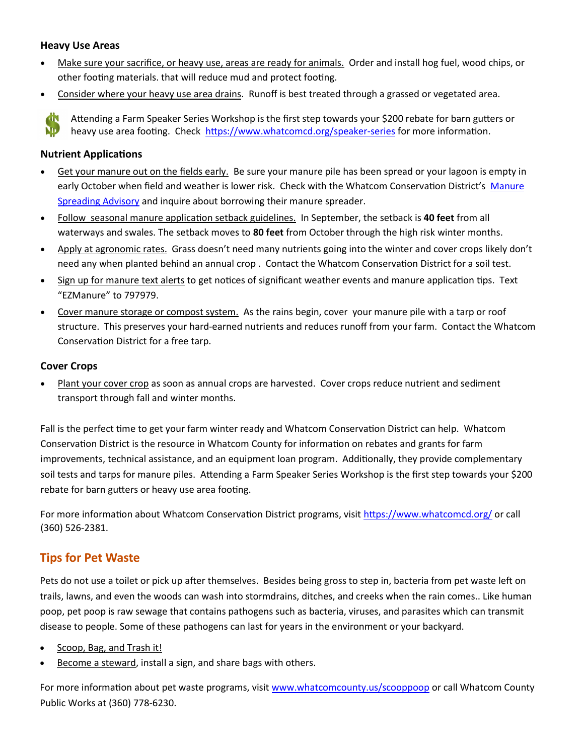### Heavy Use Areas

- Make sure your sacrifice, or heavy use, areas are ready for animals. Order and install hog fuel, wood chips, or other footing materials. that will reduce mud and protect footing.
- Consider where your heavy use area drains. Runoff is best treated through a grassed or vegetated area.

Attending a Farm Speaker Series Workshop is the first step towards your $200 rebate for barn gutters or heavy use area footing. Check https://www.whatcomcd.org/speaker-series for more information.

### Nutrient Applications

- Get your manure out on the fields early. Be sure your manure pile has been spread or your lagoon is empty in early October when field and weather is lower risk. Check with the Whatcom Conservation District's Manure Spreading Advisory and inquire about borrowing their manure spreader.
- Follow seasonal manure application setback guidelines. In September, the setback is **40 feet** from all waterways and swales. The setback moves to **80 feet** from October through the high risk winter months.
- Apply at agronomic rates. Grass doesn't need many nutrients going into the winter and cover crops likely don't need any when planted behind an annual crop . Contact the Whatcom Conservation District for a soil test.
- Sign up for manure text alerts to get notices of significant weather events and manure application tips. Text "EZManure" to 797979.
- Cover manure storage or compost system. As the rains begin, cover your manure pile with a tarp or roof structure. This preserves your hard-earned nutrients and reduces runoff from your farm. Contact the Whatcom Conservation District for a free tarp.

### Cover Crops

- Plant your cover crop as soon as annual crops are harvested. Cover crops reduce nutrient and sediment transport through fall and winter months.

Fall is the perfect time to get your farm winter ready and Whatcom Conservation District can help. Whatcom Conservation District is the resource in Whatcom County for information on rebates and grants for farm improvements, technical assistance, and an equipment loan program. Additionally, they provide complementary soil tests and tarps for manure piles. Attending a Farm Speaker Series Workshop is the first step towards your $200 rebate for barn gutters or heavy use area footing.

For more information about Whatcom Conservation District programs, visit https://www.whatcomcd.org/ or call (360) 526-2381.

## Tips for Pet Waste

Pets do not use a toilet or pick up after themselves. Besides being gross to step in, bacteria from pet waste left on trails, lawns, and even the woods can wash into stormdrains, ditches, and creeks when the rain comes.. Like human poop, pet poop is raw sewage that contains pathogens such as bacteria, viruses, and parasites which can transmit disease to people. Some of these pathogens can last for years in the environment or your backyard.

- Scoop, Bag, and Trash it!
- Become a steward, install a sign, and share bags with others.

For more information about pet waste programs, visit www.whatcomcounty.us/scooppoop or call Whatcom County Public Works at (360) 778-6230.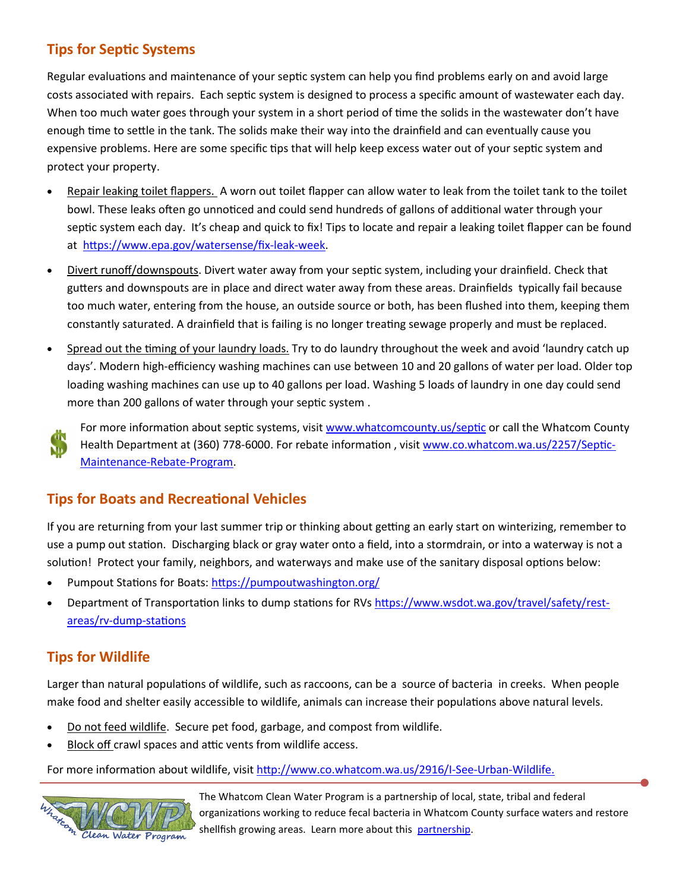## Tips for Septic Systems

Regular evaluations and maintenance of your septic system can help you find problems early on and avoid large costs associated with repairs. Each septic system is designed to process a specific amount of wastewater each day. When too much water goes through your system in a short period of time the solids in the wastewater don't have enough time to settle in the tank. The solids make their way into the drainfield and can eventually cause you expensive problems. Here are some specific tips that will help keep excess water out of your septic system and protect your property.

- Repair leaking toilet flappers. A worn out toilet flapper can allow water to leak from the toilet tank to the toilet bowl. These leaks often go unnoticed and could send hundreds of gallons of additional water through your septic system each day. It's cheap and quick to fix! Tips to locate and repair a leaking toilet flapper can be found at [https://www.epa.gov/watersense/fix-leak-week](https://www.epa.gov/watersense/fix-leak-week).
- Divert runoff/downspouts. Divert water away from your septic system, including your drainfield. Check that gutters and downspouts are in place and direct water away from these areas. Drainfields typically fail because too much water, entering from the house, an outside source or both, has been flushed into them, keeping them constantly saturated. A drainfield that is failing is no longer treating sewage properly and must be replaced.
- Spread out the timing of your laundry loads. Try to do laundry throughout the week and avoid 'laundry catch up days'. Modern high-efficiency washing machines can use between 10 and 20 gallons of water per load. Older top loading washing machines can use up to 40 gallons per load. Washing 5 loads of laundry in one day could send more than 200 gallons of water through your septic system .

For more information about septic systems, visit [www.whatcomcounty.us/septic](http://www.whatcomcounty.us/septic) or call the Whatcom County Health Department at (360) 778-6000. For rebate information , visit [www.co.whatcom.wa.us/2257/Septic-Maintenance-Rebate-Program](http://www.co.whatcom.wa.us/2257/Septic-Maintenance-Rebate-Program).

## Tips for Boats and Recreational Vehicles

If you are returning from your last summer trip or thinking about getting an early start on winterizing, remember to use a pump out station. Discharging black or gray water onto a field, into a stormdrain, or into a waterway is not a solution! Protect your family, neighbors, and waterways and make use of the sanitary disposal options below:

- Pumpout Stations for Boats: [https://pumpoutwashington.org/](https://pumpoutwashington.org/)
- Department of Transportation links to dump stations for RVs [https://www.wsdot.wa.gov/travel/safety/rest-areas/rv-dump-stations](https://www.wsdot.wa.gov/travel/safety/rest-areas/rv-dump-stations)

## Tips for Wildlife

Larger than natural populations of wildlife, such as raccoons, can be a source of bacteria in creeks. When people make food and shelter easily accessible to wildlife, animals can increase their populations above natural levels.

- Do not feed wildlife. Secure pet food, garbage, and compost from wildlife.
- Block off crawl spaces and attic vents from wildlife access.

For more information about wildlife, visit [http://www.co.whatcom.wa.us/2916/I-See-Urban-Wildlife.](http://www.co.whatcom.wa.us/2916/I-See-Urban-Wildlife)

---

WCWP Whatcom Clean Water Program

The Whatcom Clean Water Program is a partnership of local, state, tribal and federal organizations working to reduce fecal bacteria in Whatcom County surface waters and restore shellfish growing areas. Learn more about this partnership.